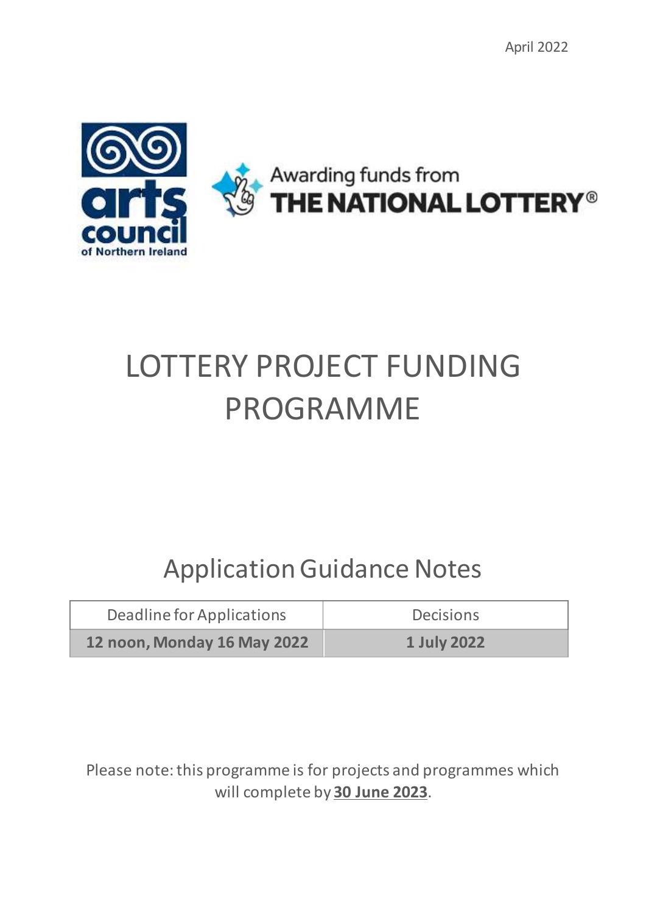April 2022

Awarding funds from THE NATIONAL LOTTERY®

# LOTTERY PROJECT FUNDING PROGRAMME

## Application Guidance Notes

| Deadline for Applications | Decisions |
| --- | --- |
| **12 noon, Monday 16 May 2022** | **1 July 2022** |

Please note: this programme is for projects and programmes which will complete by **30 June 2023**.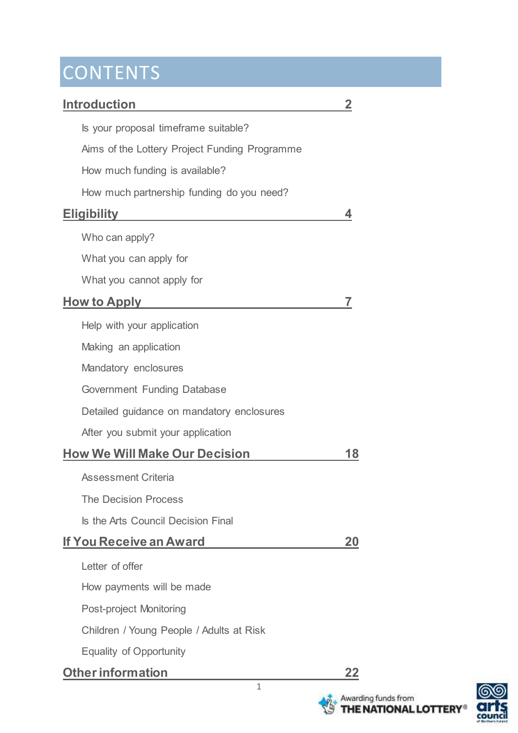# CONTENTS

| | |
|---|---|
| **Introduction** | **2** |
| Is your proposal timeframe suitable? | |
| Aims of the Lottery Project Funding Programme | |
| How much funding is available? | |
| How much partnership funding do you need? | |
| **Eligibility** | **4** |
| Who can apply? | |
| What you can apply for | |
| What you cannot apply for | |
| **How to Apply** | **7** |
| Help with your application | |
| Making an application | |
| Mandatory enclosures | |
| Government Funding Database | |
| Detailed guidance on mandatory enclosures | |
| After you submit your application | |
| **How We Will Make Our Decision** | **18** |
| Assessment Criteria | |
| The Decision Process | |
| Is the Arts Council Decision Final | |
| **If You Receive an Award** | **20** |
| Letter of offer | |
| How payments will be made | |
| Post-project Monitoring | |
| Children / Young People / Adults at Risk | |
| Equality of Opportunity | |
| **Other information** | **22** |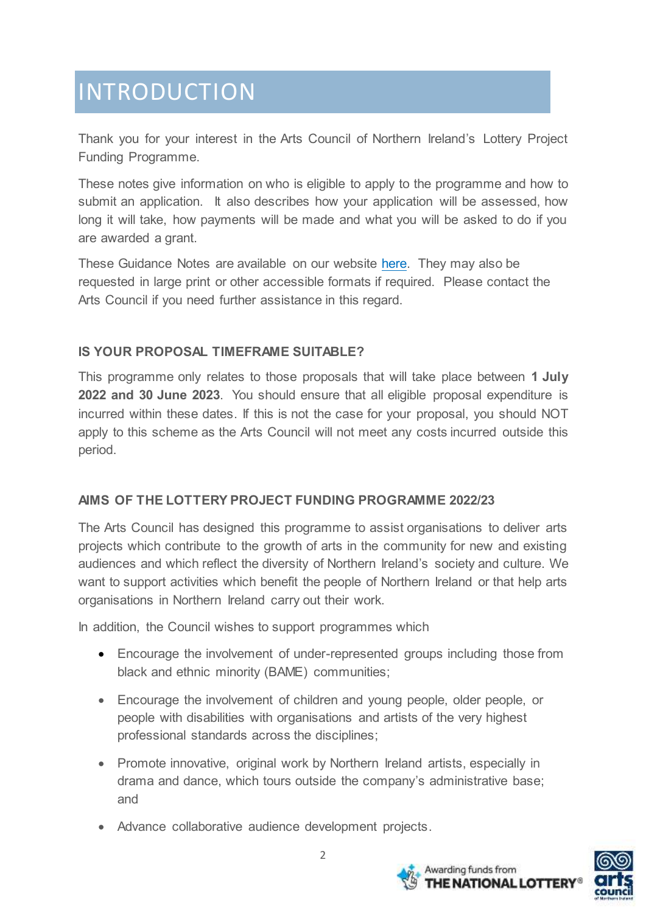# INTRODUCTION

Thank you for your interest in the Arts Council of Northern Ireland's Lottery Project Funding Programme.

These notes give information on who is eligible to apply to the programme and how to submit an application. It also describes how your application will be assessed, how long it will take, how payments will be made and what you will be asked to do if you are awarded a grant.

These Guidance Notes are available on our website here. They may also be requested in large print or other accessible formats if required. Please contact the Arts Council if you need further assistance in this regard.

### IS YOUR PROPOSAL TIMEFRAME SUITABLE?

This programme only relates to those proposals that will take place between **1 July 2022 and 30 June 2023**. You should ensure that all eligible proposal expenditure is incurred within these dates. If this is not the case for your proposal, you should NOT apply to this scheme as the Arts Council will not meet any costs incurred outside this period.

### AIMS OF THE LOTTERY PROJECT FUNDING PROGRAMME 2022/23

The Arts Council has designed this programme to assist organisations to deliver arts projects which contribute to the growth of arts in the community for new and existing audiences and which reflect the diversity of Northern Ireland's society and culture. We want to support activities which benefit the people of Northern Ireland or that help arts organisations in Northern Ireland carry out their work.

In addition, the Council wishes to support programmes which

- Encourage the involvement of under-represented groups including those from black and ethnic minority (BAME) communities;
- Encourage the involvement of children and young people, older people, or people with disabilities with organisations and artists of the very highest professional standards across the disciplines;
- Promote innovative, original work by Northern Ireland artists, especially in drama and dance, which tours outside the company's administrative base; and
- Advance collaborative audience development projects.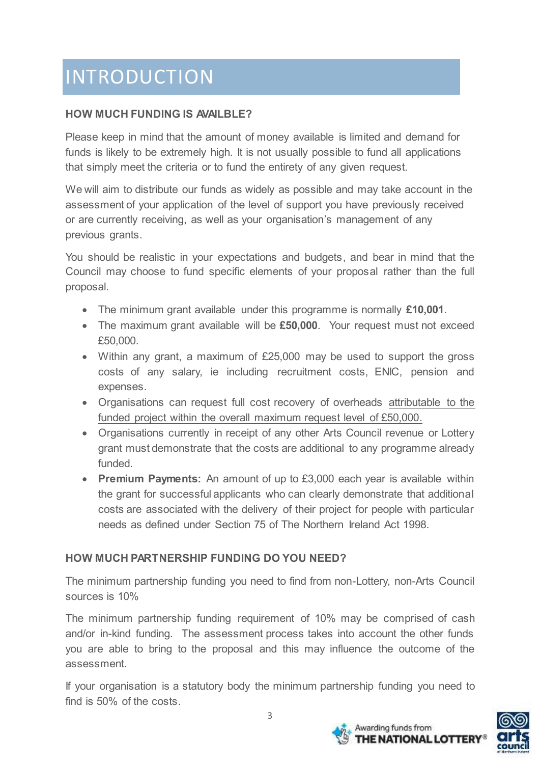# INTRODUCTION

### HOW MUCH FUNDING IS AVAILBLE?

Please keep in mind that the amount of money available is limited and demand for funds is likely to be extremely high. It is not usually possible to fund all applications that simply meet the criteria or to fund the entirety of any given request.

We will aim to distribute our funds as widely as possible and may take account in the assessment of your application of the level of support you have previously received or are currently receiving, as well as your organisation's management of any previous grants.

You should be realistic in your expectations and budgets, and bear in mind that the Council may choose to fund specific elements of your proposal rather than the full proposal.

- The minimum grant available under this programme is normally **£10,001**.
- The maximum grant available will be **£50,000**. Your request must not exceed £50,000.
- Within any grant, a maximum of £25,000 may be used to support the gross costs of any salary, ie including recruitment costs, ENIC, pension and expenses.
- Organisations can request full cost recovery of overheads attributable to the funded project within the overall maximum request level of £50,000.
- Organisations currently in receipt of any other Arts Council revenue or Lottery grant must demonstrate that the costs are additional to any programme already funded.
- **Premium Payments:** An amount of up to £3,000 each year is available within the grant for successful applicants who can clearly demonstrate that additional costs are associated with the delivery of their project for people with particular needs as defined under Section 75 of The Northern Ireland Act 1998.

### HOW MUCH PARTNERSHIP FUNDING DO YOU NEED?

The minimum partnership funding you need to find from non-Lottery, non-Arts Council sources is 10%

The minimum partnership funding requirement of 10% may be comprised of cash and/or in-kind funding. The assessment process takes into account the other funds you are able to bring to the proposal and this may influence the outcome of the assessment.

If your organisation is a statutory body the minimum partnership funding you need to find is 50% of the costs.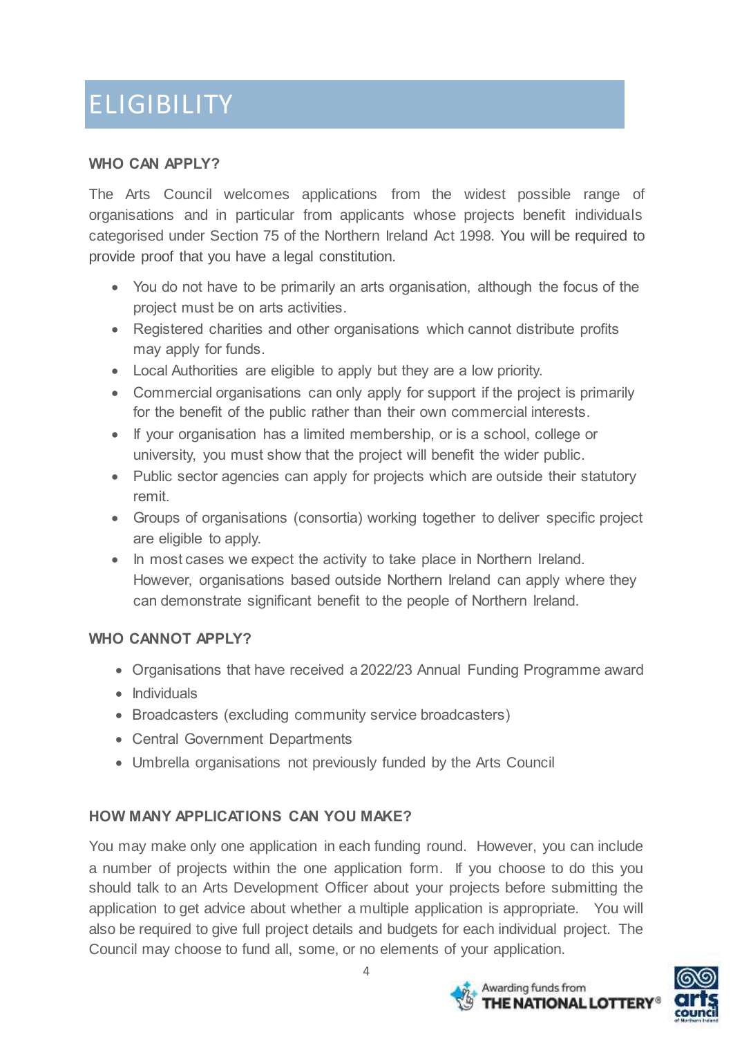# ELIGIBILITY

**WHO CAN APPLY?**

The Arts Council welcomes applications from the widest possible range of organisations and in particular from applicants whose projects benefit individuals categorised under Section 75 of the Northern Ireland Act 1998. You will be required to provide proof that you have a legal constitution.

- You do not have to be primarily an arts organisation, although the focus of the project must be on arts activities.
- Registered charities and other organisations which cannot distribute profits may apply for funds.
- Local Authorities are eligible to apply but they are a low priority.
- Commercial organisations can only apply for support if the project is primarily for the benefit of the public rather than their own commercial interests.
- If your organisation has a limited membership, or is a school, college or university, you must show that the project will benefit the wider public.
- Public sector agencies can apply for projects which are outside their statutory remit.
- Groups of organisations (consortia) working together to deliver specific project are eligible to apply.
- In most cases we expect the activity to take place in Northern Ireland. However, organisations based outside Northern Ireland can apply where they can demonstrate significant benefit to the people of Northern Ireland.

**WHO CANNOT APPLY?**

- Organisations that have received a 2022/23 Annual Funding Programme award
- Individuals
- Broadcasters (excluding community service broadcasters)
- Central Government Departments
- Umbrella organisations not previously funded by the Arts Council

**HOW MANY APPLICATIONS CAN YOU MAKE?**

You may make only one application in each funding round. However, you can include a number of projects within the one application form. If you choose to do this you should talk to an Arts Development Officer about your projects before submitting the application to get advice about whether a multiple application is appropriate. You will also be required to give full project details and budgets for each individual project. The Council may choose to fund all, some, or no elements of your application.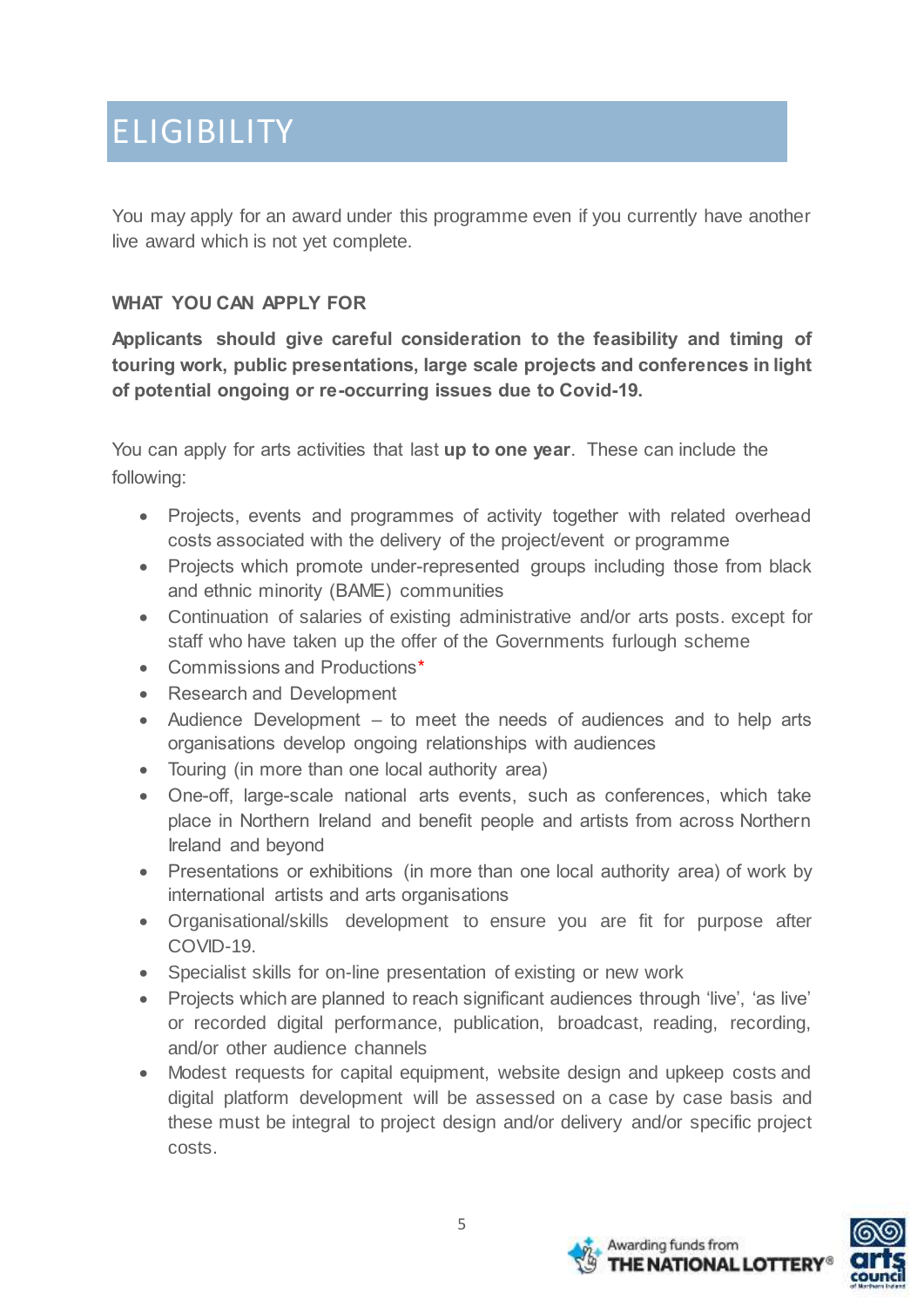# ELIGIBILITY

You may apply for an award under this programme even if you currently have another live award which is not yet complete.

**WHAT YOU CAN APPLY FOR**

**Applicants should give careful consideration to the feasibility and timing of touring work, public presentations, large scale projects and conferences in light of potential ongoing or re-occurring issues due to Covid-19.**

You can apply for arts activities that last **up to one year**. These can include the following:

- Projects, events and programmes of activity together with related overhead costs associated with the delivery of the project/event or programme
- Projects which promote under-represented groups including those from black and ethnic minority (BAME) communities
- Continuation of salaries of existing administrative and/or arts posts. except for staff who have taken up the offer of the Governments furlough scheme
- Commissions and Productions*
- Research and Development
- Audience Development – to meet the needs of audiences and to help arts organisations develop ongoing relationships with audiences
- Touring (in more than one local authority area)
- One-off, large-scale national arts events, such as conferences, which take place in Northern Ireland and benefit people and artists from across Northern Ireland and beyond
- Presentations or exhibitions (in more than one local authority area) of work by international artists and arts organisations
- Organisational/skills development to ensure you are fit for purpose after COVID-19.
- Specialist skills for on-line presentation of existing or new work
- Projects which are planned to reach significant audiences through 'live', 'as live' or recorded digital performance, publication, broadcast, reading, recording, and/or other audience channels
- Modest requests for capital equipment, website design and upkeep costs and digital platform development will be assessed on a case by case basis and these must be integral to project design and/or delivery and/or specific project costs.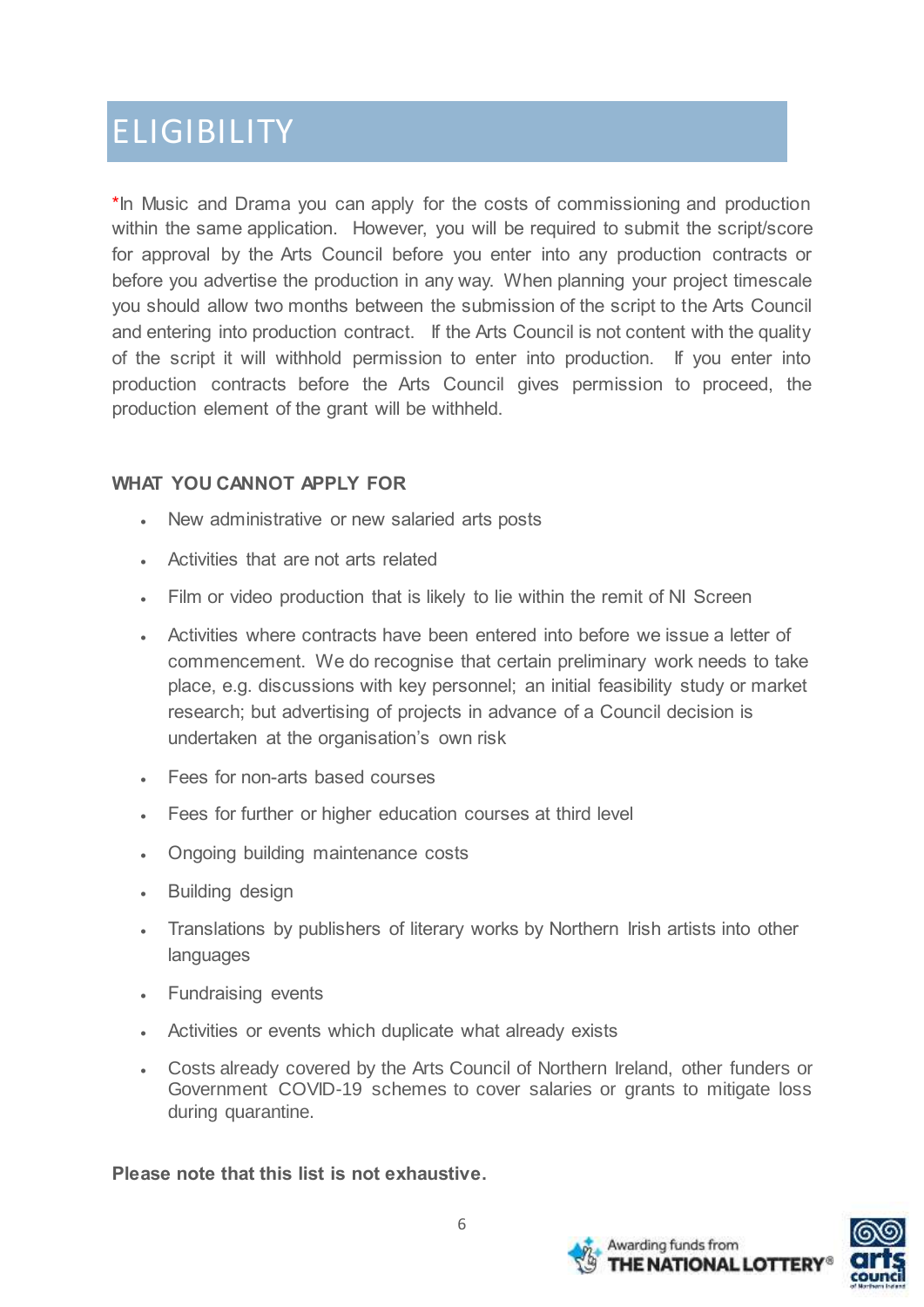# ELIGIBILITY

*In Music and Drama you can apply for the costs of commissioning and production within the same application. However, you will be required to submit the script/score for approval by the Arts Council before you enter into any production contracts or before you advertise the production in any way. When planning your project timescale you should allow two months between the submission of the script to the Arts Council and entering into production contract. If the Arts Council is not content with the quality of the script it will withhold permission to enter into production. If you enter into production contracts before the Arts Council gives permission to proceed, the production element of the grant will be withheld.

**WHAT YOU CANNOT APPLY FOR**

- New administrative or new salaried arts posts
- Activities that are not arts related
- Film or video production that is likely to lie within the remit of NI Screen
- Activities where contracts have been entered into before we issue a letter of commencement. We do recognise that certain preliminary work needs to take place, e.g. discussions with key personnel; an initial feasibility study or market research; but advertising of projects in advance of a Council decision is undertaken at the organisation's own risk
- Fees for non-arts based courses
- Fees for further or higher education courses at third level
- Ongoing building maintenance costs
- Building design
- Translations by publishers of literary works by Northern Irish artists into other languages
- Fundraising events
- Activities or events which duplicate what already exists
- Costs already covered by the Arts Council of Northern Ireland, other funders or Government COVID-19 schemes to cover salaries or grants to mitigate loss during quarantine.

**Please note that this list is not exhaustive.**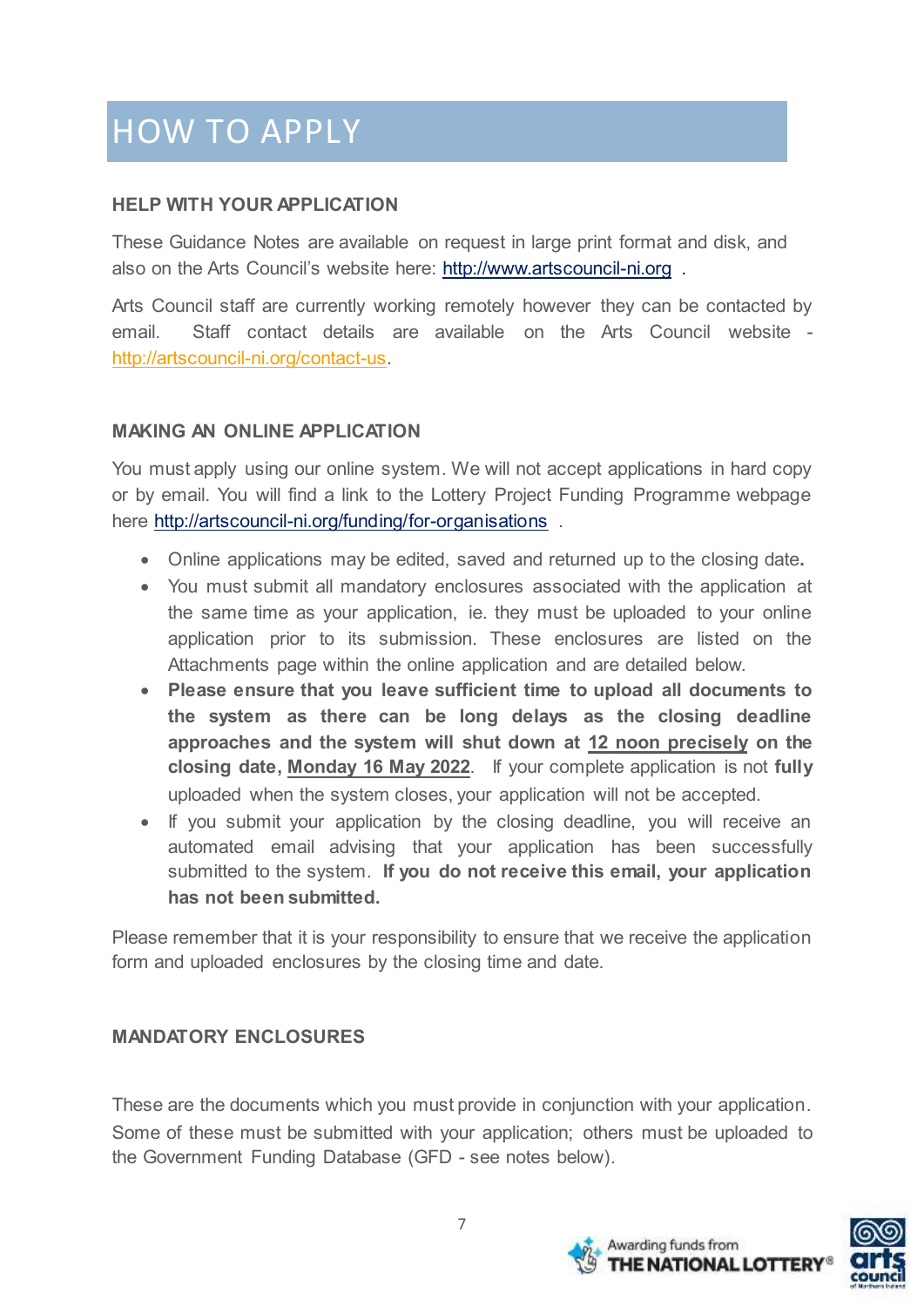# HOW TO APPLY

### HELP WITH YOUR APPLICATION

These Guidance Notes are available on request in large print format and disk, and also on the Arts Council's website here: http://www.artscouncil-ni.org .

Arts Council staff are currently working remotely however they can be contacted by email. Staff contact details are available on the Arts Council website - http://artscouncil-ni.org/contact-us.

### MAKING AN ONLINE APPLICATION

You must apply using our online system. We will not accept applications in hard copy or by email. You will find a link to the Lottery Project Funding Programme webpage here http://artscouncil-ni.org/funding/for-organisations .

- Online applications may be edited, saved and returned up to the closing date.
- You must submit all mandatory enclosures associated with the application at the same time as your application, ie. they must be uploaded to your online application prior to its submission. These enclosures are listed on the Attachments page within the online application and are detailed below.
- **Please ensure that you leave sufficient time to upload all documents to the system as there can be long delays as the closing deadline approaches and the system will shut down at 12 noon precisely on the closing date, Monday 16 May 2022.** If your complete application is not **fully** uploaded when the system closes, your application will not be accepted.
- If you submit your application by the closing deadline, you will receive an automated email advising that your application has been successfully submitted to the system. **If you do not receive this email, your application has not been submitted.**

Please remember that it is your responsibility to ensure that we receive the application form and uploaded enclosures by the closing time and date.

### MANDATORY ENCLOSURES

These are the documents which you must provide in conjunction with your application. Some of these must be submitted with your application; others must be uploaded to the Government Funding Database (GFD - see notes below).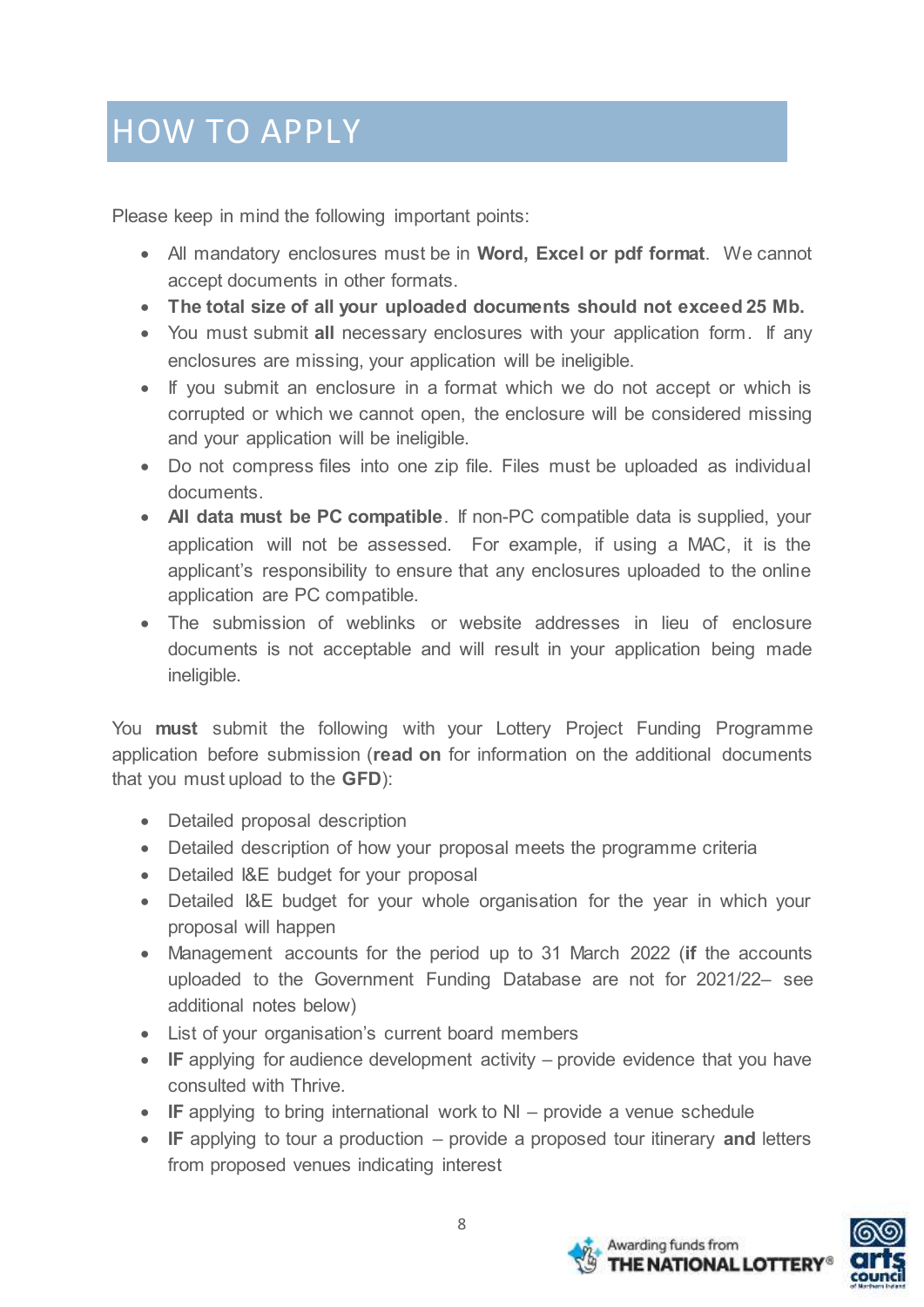# HOW TO APPLY

Please keep in mind the following important points:

- All mandatory enclosures must be in **Word, Excel or pdf format**. We cannot accept documents in other formats.
- **The total size of all your uploaded documents should not exceed 25 Mb.**
- You must submit **all** necessary enclosures with your application form. If any enclosures are missing, your application will be ineligible.
- If you submit an enclosure in a format which we do not accept or which is corrupted or which we cannot open, the enclosure will be considered missing and your application will be ineligible.
- Do not compress files into one zip file. Files must be uploaded as individual documents.
- **All data must be PC compatible**. If non-PC compatible data is supplied, your application will not be assessed. For example, if using a MAC, it is the applicant's responsibility to ensure that any enclosures uploaded to the online application are PC compatible.
- The submission of weblinks or website addresses in lieu of enclosure documents is not acceptable and will result in your application being made ineligible.

You **must** submit the following with your Lottery Project Funding Programme application before submission (**read on** for information on the additional documents that you must upload to the **GFD**):

- Detailed proposal description
- Detailed description of how your proposal meets the programme criteria
- Detailed I&E budget for your proposal
- Detailed I&E budget for your whole organisation for the year in which your proposal will happen
- Management accounts for the period up to 31 March 2022 (**if** the accounts uploaded to the Government Funding Database are not for 2021/22– see additional notes below)
- List of your organisation's current board members
- **IF** applying for audience development activity – provide evidence that you have consulted with Thrive.
- **IF** applying to bring international work to NI – provide a venue schedule
- **IF** applying to tour a production – provide a proposed tour itinerary **and** letters from proposed venues indicating interest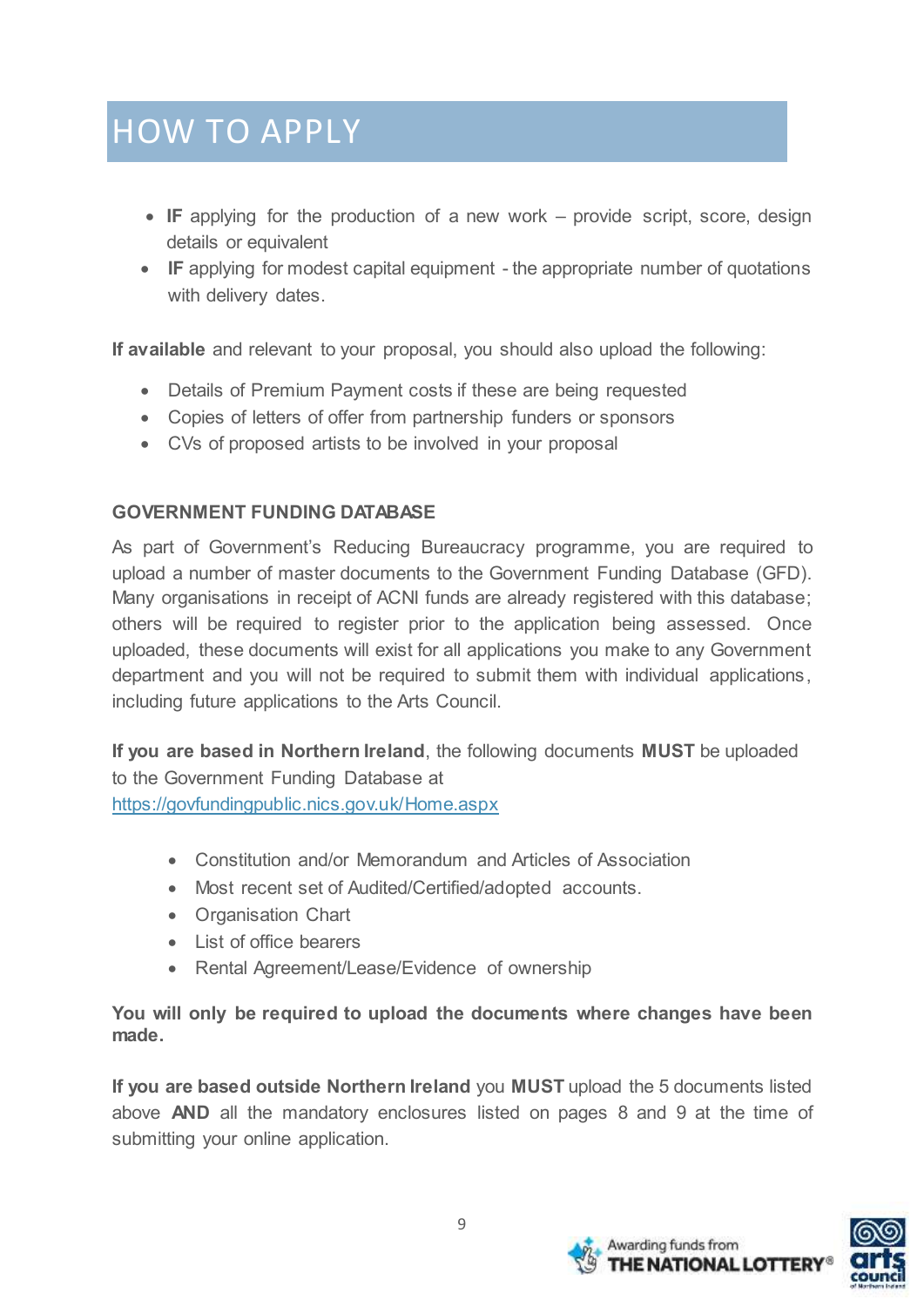# HOW TO APPLY

- **IF** applying for the production of a new work – provide script, score, design details or equivalent
- **IF** applying for modest capital equipment - the appropriate number of quotations with delivery dates.

**If available** and relevant to your proposal, you should also upload the following:

- Details of Premium Payment costs if these are being requested
- Copies of letters of offer from partnership funders or sponsors
- CVs of proposed artists to be involved in your proposal

**GOVERNMENT FUNDING DATABASE**

As part of Government's Reducing Bureaucracy programme, you are required to upload a number of master documents to the Government Funding Database (GFD). Many organisations in receipt of ACNI funds are already registered with this database; others will be required to register prior to the application being assessed. Once uploaded, these documents will exist for all applications you make to any Government department and you will not be required to submit them with individual applications, including future applications to the Arts Council.

**If you are based in Northern Ireland**, the following documents **MUST** be uploaded to the Government Funding Database at https://govfundingpublic.nics.gov.uk/Home.aspx

- Constitution and/or Memorandum and Articles of Association
- Most recent set of Audited/Certified/adopted accounts.
- Organisation Chart
- List of office bearers
- Rental Agreement/Lease/Evidence of ownership

**You will only be required to upload the documents where changes have been made.**

**If you are based outside Northern Ireland** you **MUST** upload the 5 documents listed above **AND** all the mandatory enclosures listed on pages 8 and 9 at the time of submitting your online application.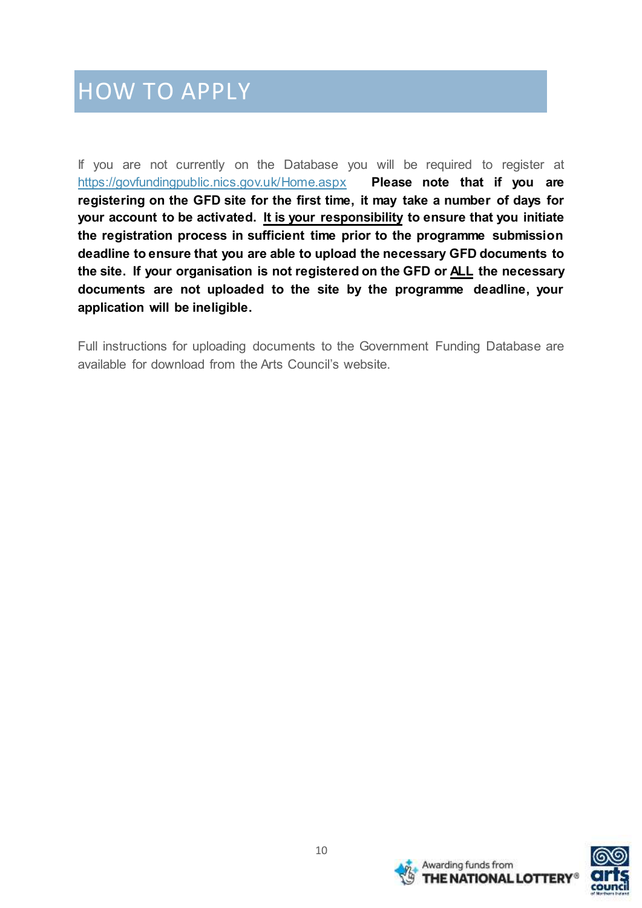# HOW TO APPLY

If you are not currently on the Database you will be required to register at https://govfundingpublic.nics.gov.uk/Home.aspx **Please note that if you are registering on the GFD site for the first time, it may take a number of days for your account to be activated. It is your responsibility to ensure that you initiate the registration process in sufficient time prior to the programme submission deadline to ensure that you are able to upload the necessary GFD documents to the site. If your organisation is not registered on the GFD or ALL the necessary documents are not uploaded to the site by the programme deadline, your application will be ineligible.**

Full instructions for uploading documents to the Government Funding Database are available for download from the Arts Council's website.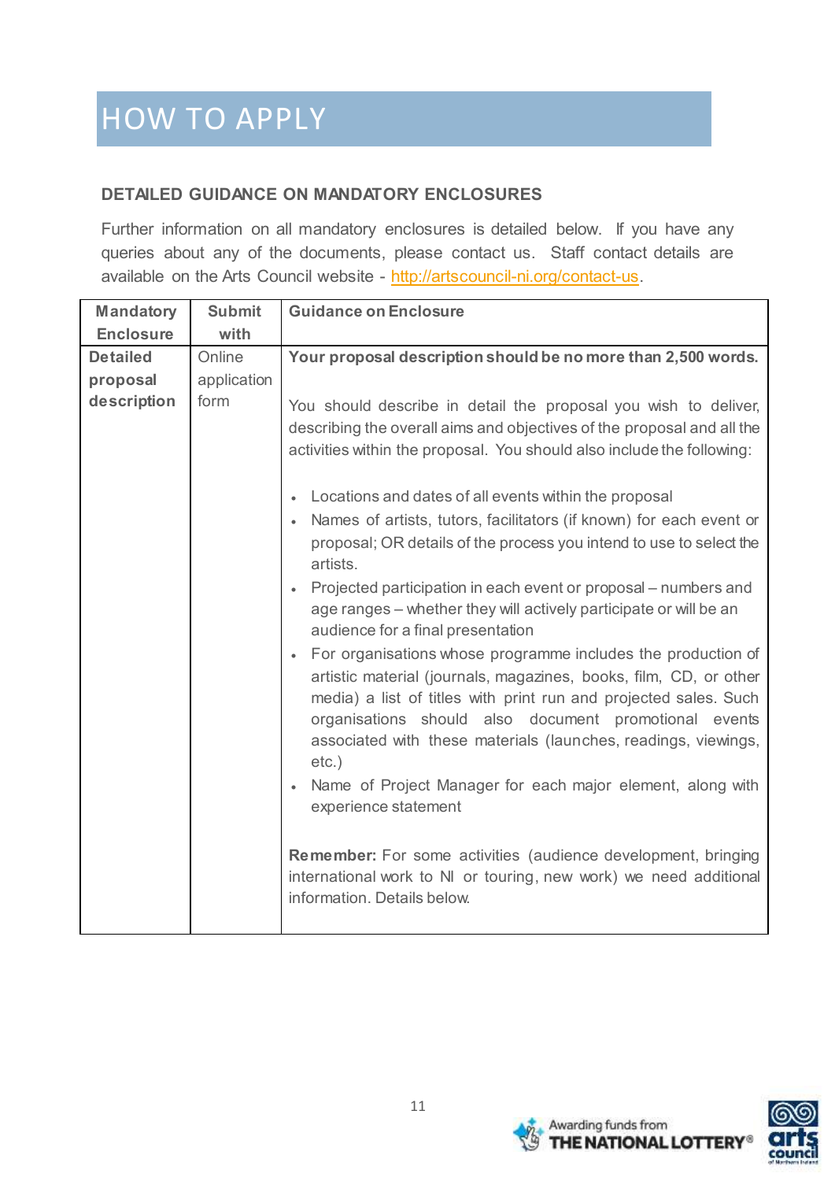# HOW TO APPLY

## DETAILED GUIDANCE ON MANDATORY ENCLOSURES

Further information on all mandatory enclosures is detailed below. If you have any queries about any of the documents, please contact us. Staff contact details are available on the Arts Council website - http://artscouncil-ni.org/contact-us.

| Mandatory Enclosure | Submit with | Guidance on Enclosure |
|---|---|---|
| **Detailed proposal description** | Online application form | **Your proposal description should be no more than 2,500 words.**<br><br>You should describe in detail the proposal you wish to deliver, describing the overall aims and objectives of the proposal and all the activities within the proposal. You should also include the following:<br><br>• Locations and dates of all events within the proposal<br>• Names of artists, tutors, facilitators (if known) for each event or proposal; OR details of the process you intend to use to select the artists.<br>• Projected participation in each event or proposal – numbers and age ranges – whether they will actively participate or will be an audience for a final presentation<br>• For organisations whose programme includes the production of artistic material (journals, magazines, books, film, CD, or other media) a list of titles with print run and projected sales. Such organisations should also document promotional events associated with these materials (launches, readings, viewings, etc.)<br>• Name of Project Manager for each major element, along with experience statement<br><br>**Remember:** For some activities (audience development, bringing international work to NI or touring, new work) we need additional information. Details below. |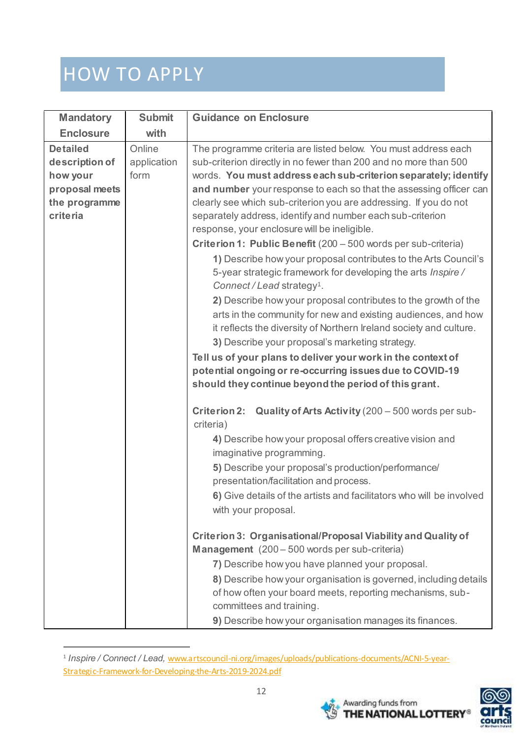# HOW TO APPLY

| Mandatory Enclosure | Submit with | Guidance on Enclosure |
|---|---|---|
| **Detailed description of how your proposal meets the programme criteria** | Online application form | The programme criteria are listed below. You must address each sub-criterion directly in no fewer than 200 and no more than 500 words. **You must address each sub-criterion separately; identify and number** your response to each so that the assessing officer can clearly see which sub-criterion you are addressing. If you do not separately address, identify and number each sub-criterion response, your enclosure will be ineligible.<br><br>**Criterion 1: Public Benefit** (200 – 500 words per sub-criteria)<br>**1)** Describe how your proposal contributes to the Arts Council's 5-year strategic framework for developing the arts *Inspire / Connect / Lead* strategy[1].<br>**2)** Describe how your proposal contributes to the growth of the arts in the community for new and existing audiences, and how it reflects the diversity of Northern Ireland society and culture.<br>**3)** Describe your proposal's marketing strategy.<br>**Tell us of your plans to deliver your work in the context of potential ongoing or re-occurring issues due to COVID-19 should they continue beyond the period of this grant.**<br><br>**Criterion 2: Quality of Arts Activity** (200 – 500 words per sub-criteria)<br>**4)** Describe how your proposal offers creative vision and imaginative programming.<br>**5)** Describe your proposal's production/performance/ presentation/facilitation and process.<br>**6)** Give details of the artists and facilitators who will be involved with your proposal.<br><br>**Criterion 3: Organisational/Proposal Viability and Quality of Management** (200 – 500 words per sub-criteria)<br>**7)** Describe how you have planned your proposal.<br>**8)** Describe how your organisation is governed, including details of how often your board meets, reporting mechanisms, sub-committees and training.<br>**9)** Describe how your organisation manages its finances. |

[1] *Inspire / Connect / Lead*, www.artscouncil-ni.org/images/uploads/publications-documents/ACNI-5-year-Strategic-Framework-for-Developing-the-Arts-2019-2024.pdf

Awarding funds from THE NATIONAL LOTTERY®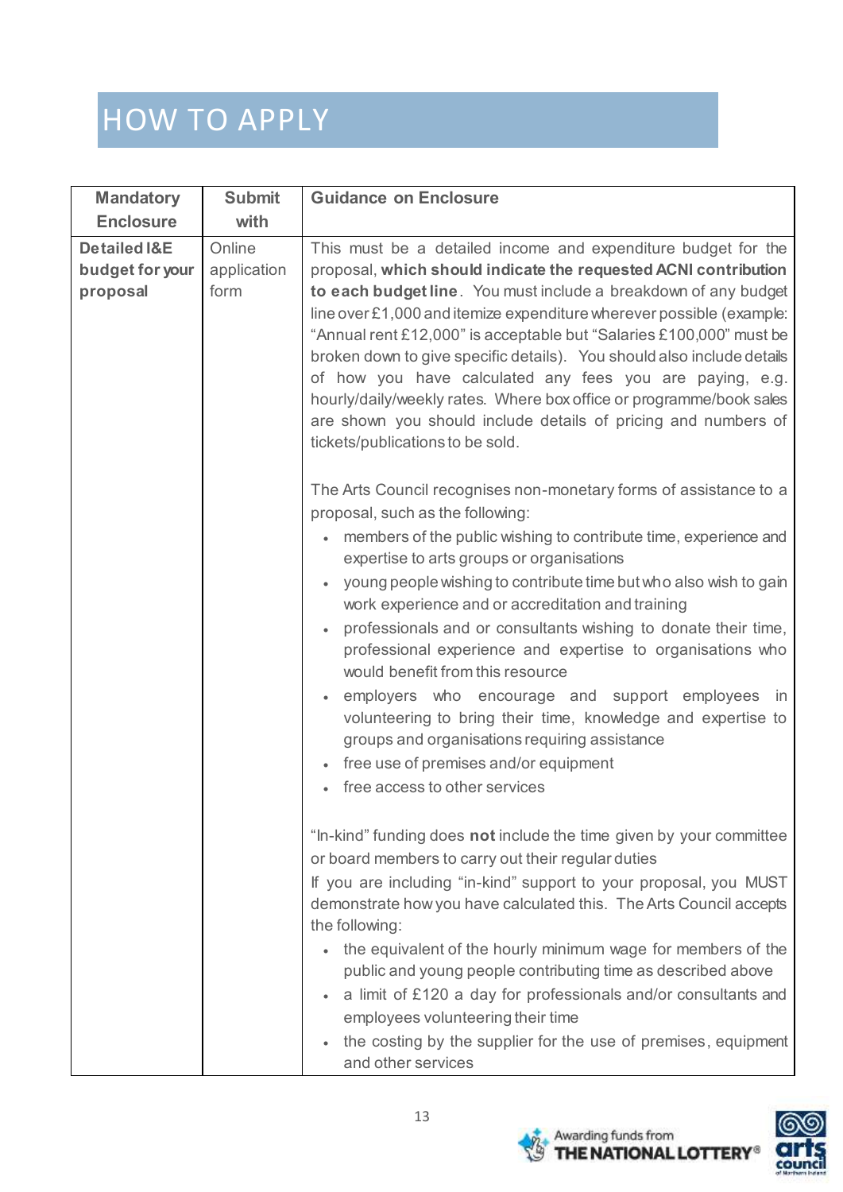# HOW TO APPLY

| Mandatory Enclosure | Submit with | Guidance on Enclosure |
|---|---|---|
| **Detailed I&E budget for your proposal** | Online application form | This must be a detailed income and expenditure budget for the proposal, **which should indicate the requested ACNI contribution to each budget line**. You must include a breakdown of any budget line over £1,000 and itemize expenditure wherever possible (example: "Annual rent £12,000" is acceptable but "Salaries £100,000" must be broken down to give specific details). You should also include details of how you have calculated any fees you are paying, e.g. hourly/daily/weekly rates. Where box office or programme/book sales are shown you should include details of pricing and numbers of tickets/publications to be sold.<br><br>The Arts Council recognises non-monetary forms of assistance to a proposal, such as the following:<br>• members of the public wishing to contribute time, experience and expertise to arts groups or organisations<br>• young people wishing to contribute time but who also wish to gain work experience and or accreditation and training<br>• professionals and or consultants wishing to donate their time, professional experience and expertise to organisations who would benefit from this resource<br>• employers who encourage and support employees in volunteering to bring their time, knowledge and expertise to groups and organisations requiring assistance<br>• free use of premises and/or equipment<br>• free access to other services<br><br>"In-kind" funding does **not** include the time given by your committee or board members to carry out their regular duties<br>If you are including "in-kind" support to your proposal, you MUST demonstrate how you have calculated this. The Arts Council accepts the following:<br>• the equivalent of the hourly minimum wage for members of the public and young people contributing time as described above<br>• a limit of £120 a day for professionals and/or consultants and employees volunteering their time<br>• the costing by the supplier for the use of premises, equipment and other services |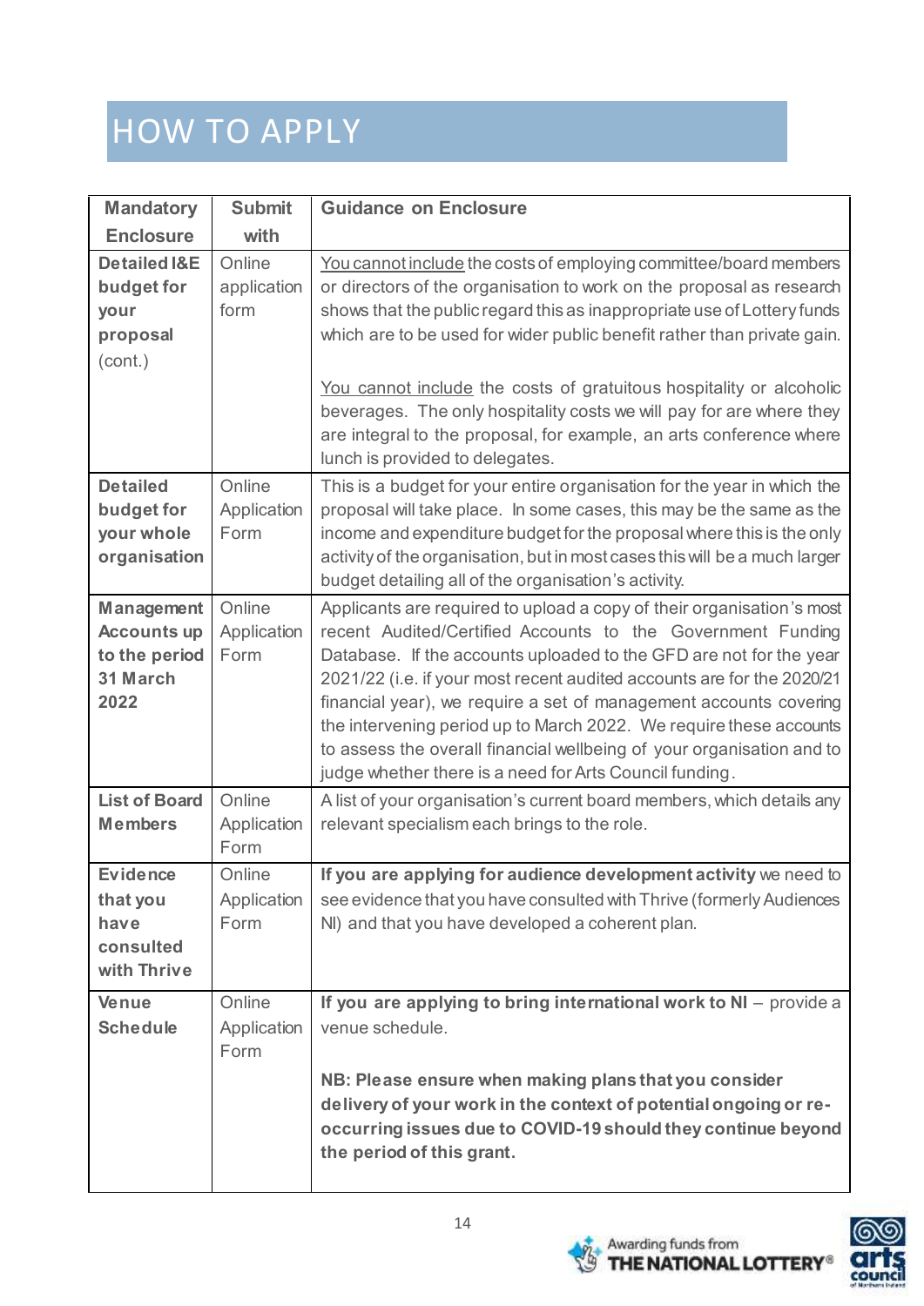# HOW TO APPLY

| Mandatory Enclosure | Submit with | Guidance on Enclosure |
|---|---|---|
| **Detailed I&E budget for your proposal** (cont.) | Online application form | You cannot include the costs of employing committee/board members or directors of the organisation to work on the proposal as research shows that the public regard this as inappropriate use of Lottery funds which are to be used for wider public benefit rather than private gain.<br><br>You cannot include the costs of gratuitous hospitality or alcoholic beverages. The only hospitality costs we will pay for are where they are integral to the proposal, for example, an arts conference where lunch is provided to delegates. |
| **Detailed budget for your whole organisation** | Online Application Form | This is a budget for your entire organisation for the year in which the proposal will take place. In some cases, this may be the same as the income and expenditure budget for the proposal where this is the only activity of the organisation, but in most cases this will be a much larger budget detailing all of the organisation's activity. |
| **Management Accounts up to the period 31 March 2022** | Online Application Form | Applicants are required to upload a copy of their organisation's most recent Audited/Certified Accounts to the Government Funding Database. If the accounts uploaded to the GFD are not for the year 2021/22 (i.e. if your most recent audited accounts are for the 2020/21 financial year), we require a set of management accounts covering the intervening period up to March 2022. We require these accounts to assess the overall financial wellbeing of your organisation and to judge whether there is a need for Arts Council funding. |
| **List of Board Members** | Online Application Form | A list of your organisation's current board members, which details any relevant specialism each brings to the role. |
| **Evidence that you have consulted with Thrive** | Online Application Form | **If you are applying for audience development activity** we need to see evidence that you have consulted with Thrive (formerly Audiences NI) and that you have developed a coherent plan. |
| **Venue Schedule** | Online Application Form | **If you are applying to bring international work to NI** – provide a venue schedule.<br><br>**NB: Please ensure when making plans that you consider delivery of your work in the context of potential ongoing or re-occurring issues due to COVID-19 should they continue beyond the period of this grant.** |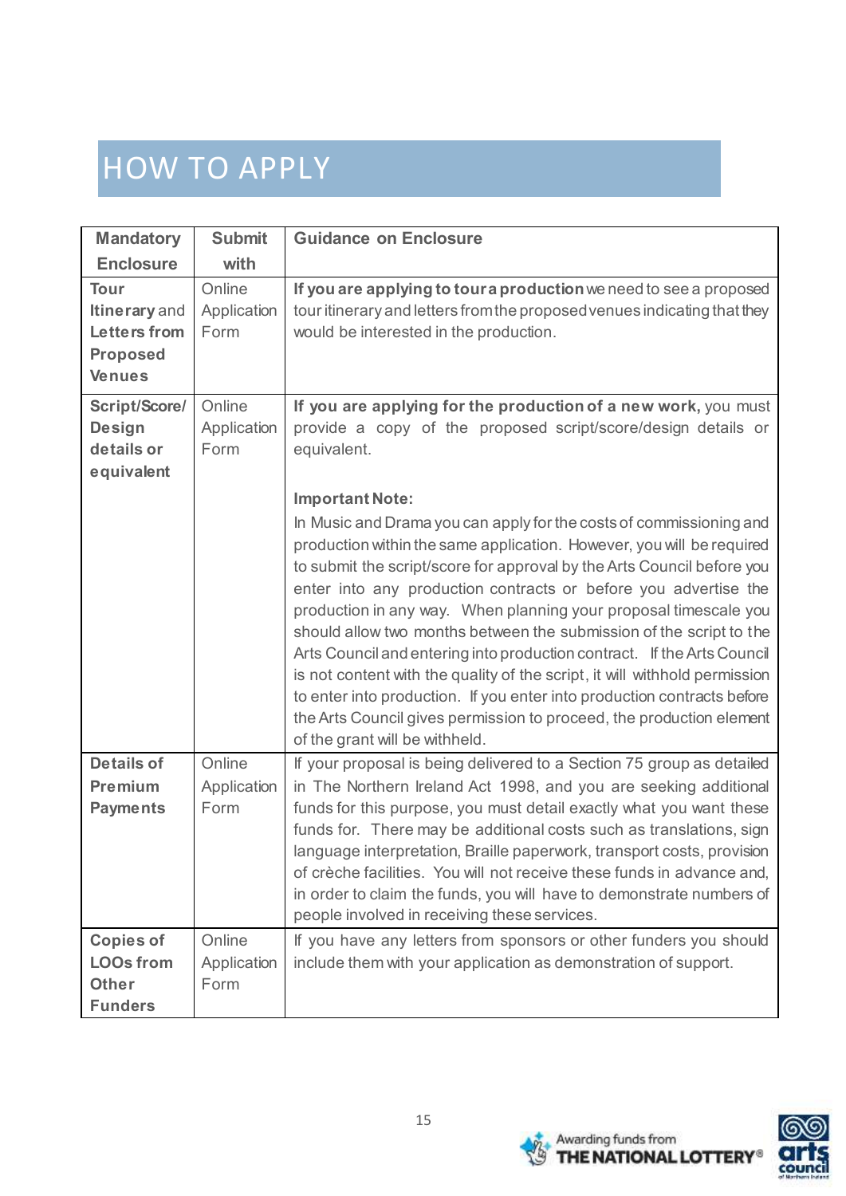# HOW TO APPLY

| Mandatory Enclosure | Submit with | Guidance on Enclosure |
|---|---|---|
| **Tour Itinerary** and **Letters from Proposed Venues** | Online Application Form | **If you are applying to tour a production** we need to see a proposed tour itinerary and letters from the proposed venues indicating that they would be interested in the production. |
| **Script/Score/ Design details or equivalent** | Online Application Form | **If you are applying for the production of a new work,** you must provide a copy of the proposed script/score/design details or equivalent.<br><br>**Important Note:**<br>In Music and Drama you can apply for the costs of commissioning and production within the same application. However, you will be required to submit the script/score for approval by the Arts Council before you enter into any production contracts or before you advertise the production in any way. When planning your proposal timescale you should allow two months between the submission of the script to the Arts Council and entering into production contract. If the Arts Council is not content with the quality of the script, it will withhold permission to enter into production. If you enter into production contracts before the Arts Council gives permission to proceed, the production element of the grant will be withheld. |
| **Details of Premium Payments** | Online Application Form | If your proposal is being delivered to a Section 75 group as detailed in The Northern Ireland Act 1998, and you are seeking additional funds for this purpose, you must detail exactly what you want these funds for. There may be additional costs such as translations, sign language interpretation, Braille paperwork, transport costs, provision of crèche facilities. You will not receive these funds in advance and, in order to claim the funds, you will have to demonstrate numbers of people involved in receiving these services. |
| **Copies of LOOs from Other Funders** | Online Application Form | If you have any letters from sponsors or other funders you should include them with your application as demonstration of support. |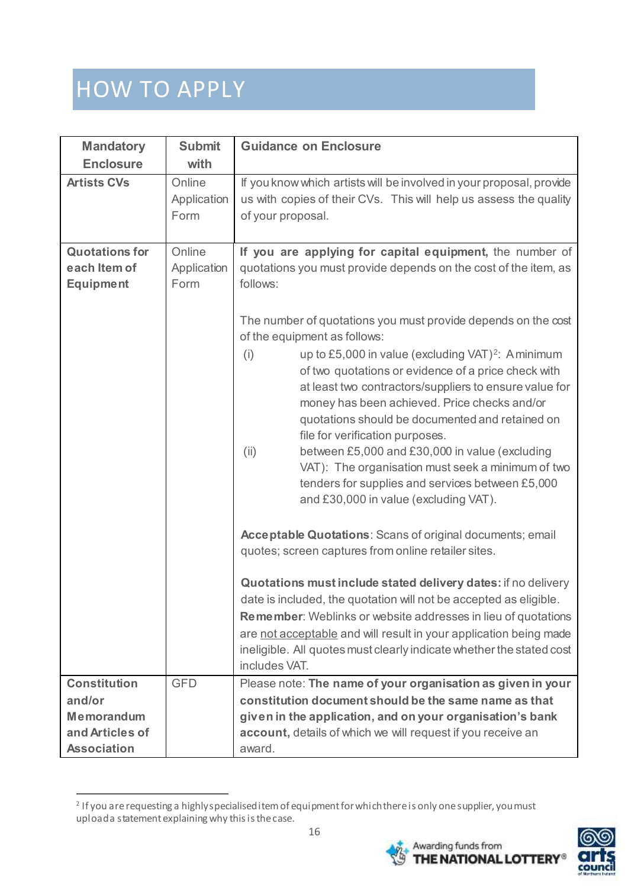# HOW TO APPLY

| Mandatory Enclosure | Submit with | Guidance on Enclosure |
|---|---|---|
| **Artists CVs** | Online Application Form | If you know which artists will be involved in your proposal, provide us with copies of their CVs. This will help us assess the quality of your proposal. |
| **Quotations for each Item of Equipment** | Online Application Form | **If you are applying for capital equipment,** the number of quotations you must provide depends on the cost of the item, as follows:<br><br>The number of quotations you must provide depends on the cost of the equipment as follows:<br>(i) up to £5,000 in value (excluding VAT)[2]: A minimum of two quotations or evidence of a price check with at least two contractors/suppliers to ensure value for money has been achieved. Price checks and/or quotations should be documented and retained on file for verification purposes.<br>(ii) between £5,000 and £30,000 in value (excluding VAT): The organisation must seek a minimum of two tenders for supplies and services between £5,000 and £30,000 in value (excluding VAT).<br><br>**Acceptable Quotations**: Scans of original documents; email quotes; screen captures from online retailer sites.<br><br>**Quotations must include stated delivery dates:** if no delivery date is included, the quotation will not be accepted as eligible. **Remember**: Weblinks or website addresses in lieu of quotations are not acceptable and will result in your application being made ineligible. All quotes must clearly indicate whether the stated cost includes VAT. |
| **Constitution and/or Memorandum and Articles of Association** | GFD | Please note: **The name of your organisation as given in your constitution document should be the same name as that given in the application, and on your organisation's bank account,** details of which we will request if you receive an award. |

[2] If you are requesting a highly specialised item of equipment for which there is only one supplier, you must upload a statement explaining why this is the case.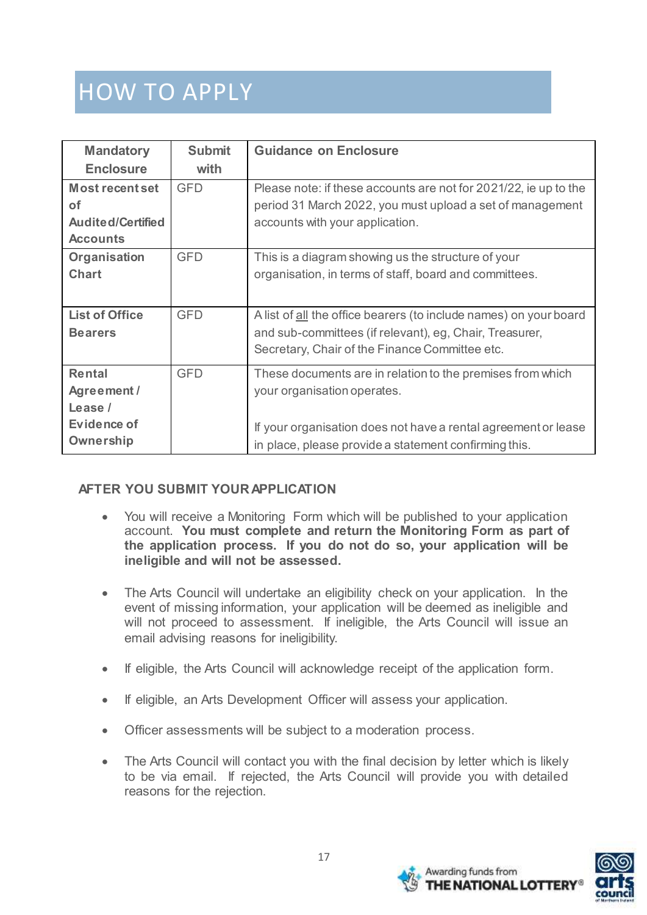# HOW TO APPLY

| Mandatory Enclosure | Submit with | Guidance on Enclosure |
|---|---|---|
| **Most recent set of Audited/Certified Accounts** | GFD | Please note: if these accounts are not for 2021/22, ie up to the period 31 March 2022, you must upload a set of management accounts with your application. |
| **Organisation Chart** | GFD | This is a diagram showing us the structure of your organisation, in terms of staff, board and committees. |
| **List of Office Bearers** | GFD | A list of <u>all</u> the office bearers (to include names) on your board and sub-committees (if relevant), eg, Chair, Treasurer, Secretary, Chair of the Finance Committee etc. |
| **Rental Agreement / Lease / Evidence of Ownership** | GFD | These documents are in relation to the premises from which your organisation operates.<br><br>If your organisation does not have a rental agreement or lease in place, please provide a statement confirming this. |

**AFTER YOU SUBMIT YOUR APPLICATION**

- You will receive a Monitoring Form which will be published to your application account. **You must complete and return the Monitoring Form as part of the application process. If you do not do so, your application will be ineligible and will not be assessed.**

- The Arts Council will undertake an eligibility check on your application. In the event of missing information, your application will be deemed as ineligible and will not proceed to assessment. If ineligible, the Arts Council will issue an email advising reasons for ineligibility.

- If eligible, the Arts Council will acknowledge receipt of the application form.

- If eligible, an Arts Development Officer will assess your application.

- Officer assessments will be subject to a moderation process.

- The Arts Council will contact you with the final decision by letter which is likely to be via email. If rejected, the Arts Council will provide you with detailed reasons for the rejection.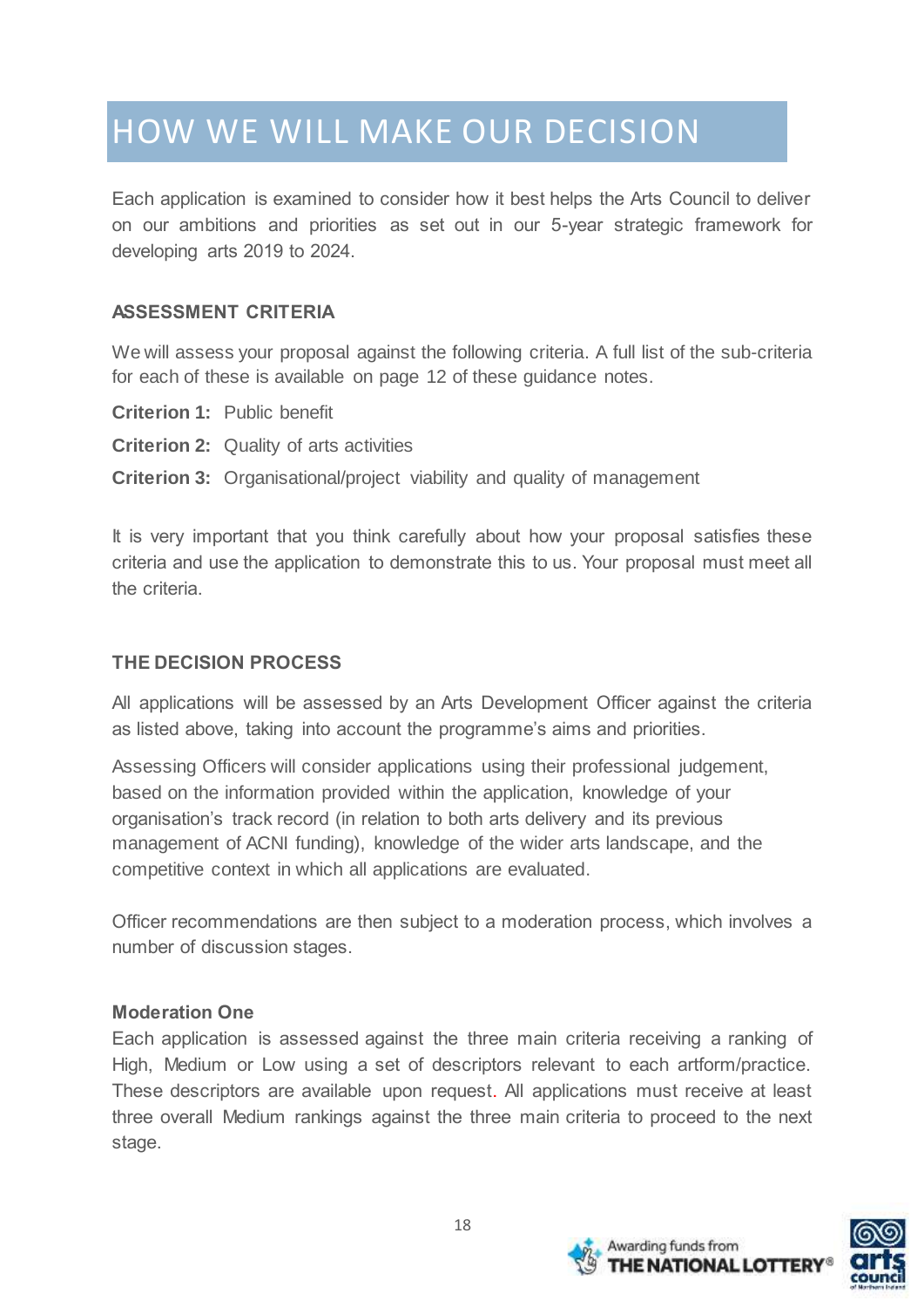# HOW WE WILL MAKE OUR DECISION

Each application is examined to consider how it best helps the Arts Council to deliver on our ambitions and priorities as set out in our 5-year strategic framework for developing arts 2019 to 2024.

## ASSESSMENT CRITERIA

We will assess your proposal against the following criteria. A full list of the sub-criteria for each of these is available on page 12 of these guidance notes.

**Criterion 1:** Public benefit

**Criterion 2:** Quality of arts activities

**Criterion 3:** Organisational/project viability and quality of management

It is very important that you think carefully about how your proposal satisfies these criteria and use the application to demonstrate this to us. Your proposal must meet all the criteria.

## THE DECISION PROCESS

All applications will be assessed by an Arts Development Officer against the criteria as listed above, taking into account the programme's aims and priorities.

Assessing Officers will consider applications using their professional judgement, based on the information provided within the application, knowledge of your organisation's track record (in relation to both arts delivery and its previous management of ACNI funding), knowledge of the wider arts landscape, and the competitive context in which all applications are evaluated.

Officer recommendations are then subject to a moderation process, which involves a number of discussion stages.

### Moderation One

Each application is assessed against the three main criteria receiving a ranking of High, Medium or Low using a set of descriptors relevant to each artform/practice. These descriptors are available upon request. All applications must receive at least three overall Medium rankings against the three main criteria to proceed to the next stage.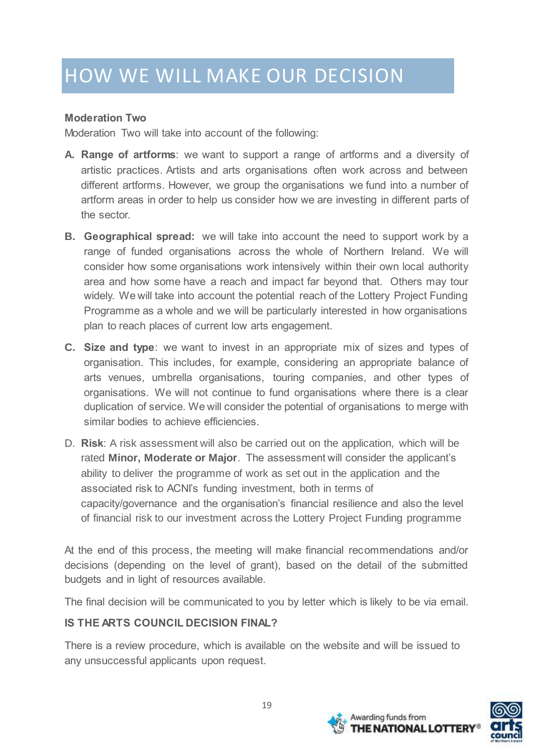# HOW WE WILL MAKE OUR DECISION

**Moderation Two**

Moderation Two will take into account the following:

A. **Range of artforms**: we want to support a range of artforms and a diversity of artistic practices. Artists and arts organisations often work across and between different artforms. However, we group the organisations we fund into a number of artform areas in order to help us consider how we are investing in different parts of the sector.

B. **Geographical spread:** we will take into account the need to support work by a range of funded organisations across the whole of Northern Ireland. We will consider how some organisations work intensively within their own local authority area and how some have a reach and impact far beyond that. Others may tour widely. We will take into account the potential reach of the Lottery Project Funding Programme as a whole and we will be particularly interested in how organisations plan to reach places of current low arts engagement.

C. **Size and type**: we want to invest in an appropriate mix of sizes and types of organisation. This includes, for example, considering an appropriate balance of arts venues, umbrella organisations, touring companies, and other types of organisations. We will not continue to fund organisations where there is a clear duplication of service. We will consider the potential of organisations to merge with similar bodies to achieve efficiencies.

D. **Risk**: A risk assessment will also be carried out on the application, which will be rated **Minor, Moderate or Major**. The assessment will consider the applicant's ability to deliver the programme of work as set out in the application and the associated risk to ACNI's funding investment, both in terms of capacity/governance and the organisation's financial resilience and also the level of financial risk to our investment across the Lottery Project Funding programme

At the end of this process, the meeting will make financial recommendations and/or decisions (depending on the level of grant), based on the detail of the submitted budgets and in light of resources available.

The final decision will be communicated to you by letter which is likely to be via email.

**IS THE ARTS COUNCIL DECISION FINAL?**

There is a review procedure, which is available on the website and will be issued to any unsuccessful applicants upon request.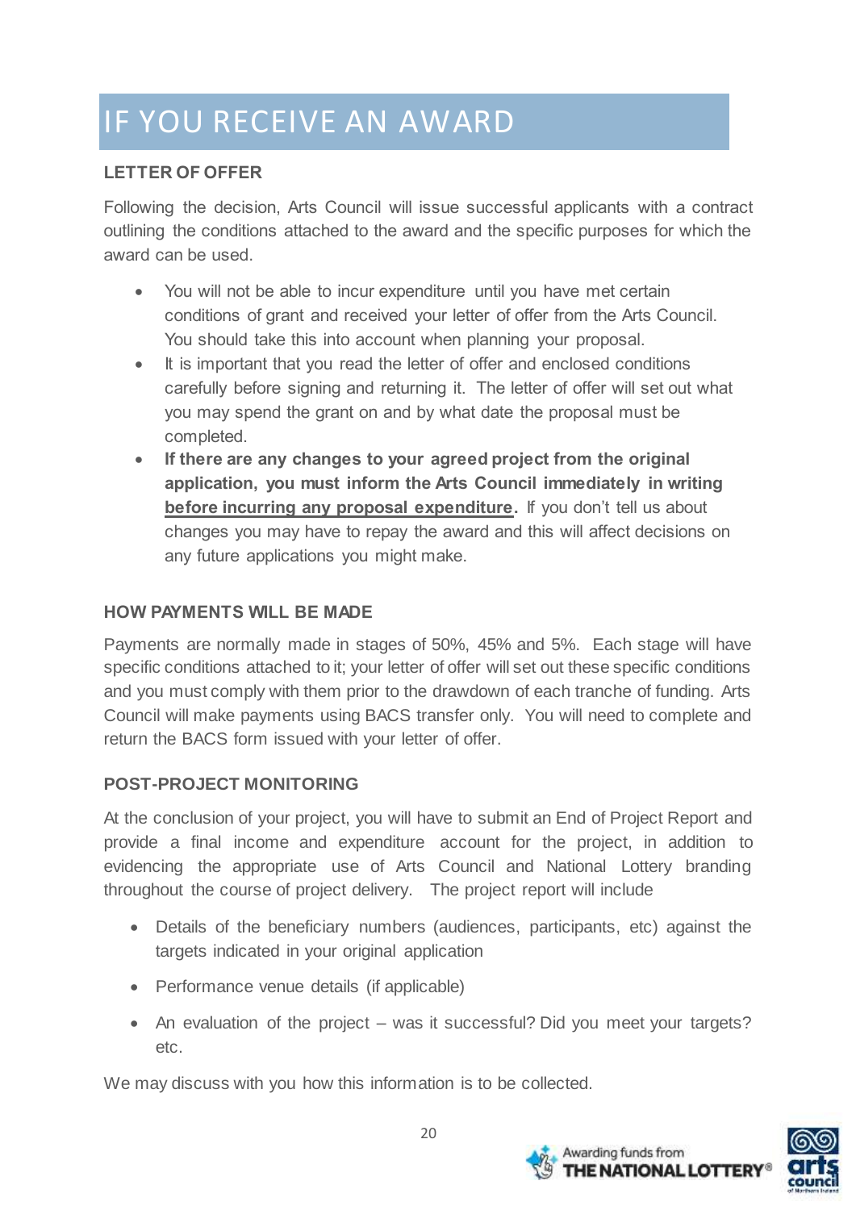# IF YOU RECEIVE AN AWARD

### LETTER OF OFFER

Following the decision, Arts Council will issue successful applicants with a contract outlining the conditions attached to the award and the specific purposes for which the award can be used.

- You will not be able to incur expenditure until you have met certain conditions of grant and received your letter of offer from the Arts Council. You should take this into account when planning your proposal.
- It is important that you read the letter of offer and enclosed conditions carefully before signing and returning it. The letter of offer will set out what you may spend the grant on and by what date the proposal must be completed.
- **If there are any changes to your agreed project from the original application, you must inform the Arts Council immediately in writing <u>before incurring any proposal expenditure</u>.** If you don't tell us about changes you may have to repay the award and this will affect decisions on any future applications you might make.

### HOW PAYMENTS WILL BE MADE

Payments are normally made in stages of 50%, 45% and 5%. Each stage will have specific conditions attached to it; your letter of offer will set out these specific conditions and you must comply with them prior to the drawdown of each tranche of funding. Arts Council will make payments using BACS transfer only. You will need to complete and return the BACS form issued with your letter of offer.

### POST-PROJECT MONITORING

At the conclusion of your project, you will have to submit an End of Project Report and provide a final income and expenditure account for the project, in addition to evidencing the appropriate use of Arts Council and National Lottery branding throughout the course of project delivery. The project report will include

- Details of the beneficiary numbers (audiences, participants, etc) against the targets indicated in your original application
- Performance venue details (if applicable)
- An evaluation of the project – was it successful? Did you meet your targets? etc.

We may discuss with you how this information is to be collected.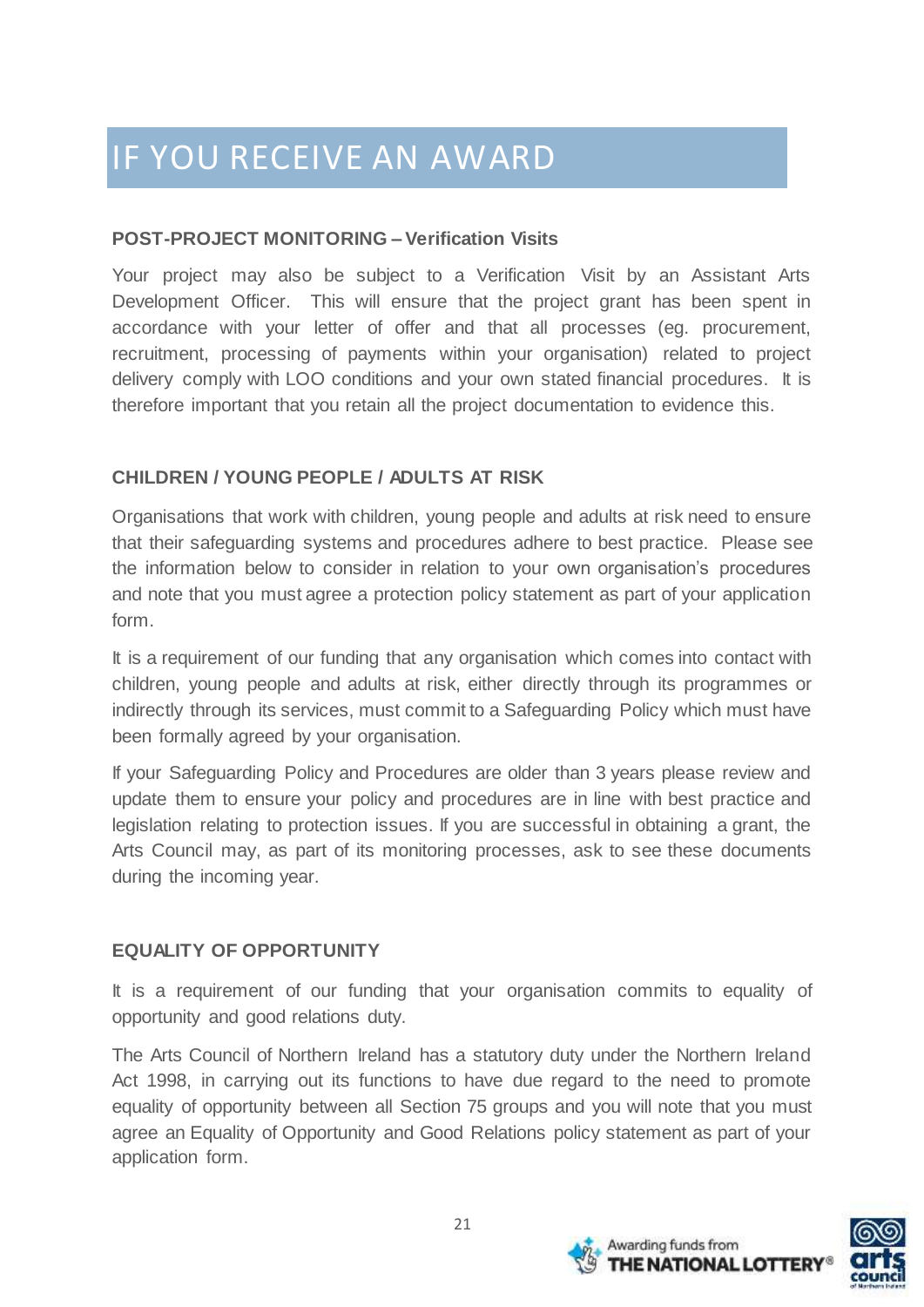# IF YOU RECEIVE AN AWARD

### POST-PROJECT MONITORING – Verification Visits

Your project may also be subject to a Verification Visit by an Assistant Arts Development Officer. This will ensure that the project grant has been spent in accordance with your letter of offer and that all processes (eg. procurement, recruitment, processing of payments within your organisation) related to project delivery comply with LOO conditions and your own stated financial procedures. It is therefore important that you retain all the project documentation to evidence this.

### CHILDREN / YOUNG PEOPLE / ADULTS AT RISK

Organisations that work with children, young people and adults at risk need to ensure that their safeguarding systems and procedures adhere to best practice. Please see the information below to consider in relation to your own organisation's procedures and note that you must agree a protection policy statement as part of your application form.

It is a requirement of our funding that any organisation which comes into contact with children, young people and adults at risk, either directly through its programmes or indirectly through its services, must commit to a Safeguarding Policy which must have been formally agreed by your organisation.

If your Safeguarding Policy and Procedures are older than 3 years please review and update them to ensure your policy and procedures are in line with best practice and legislation relating to protection issues. If you are successful in obtaining a grant, the Arts Council may, as part of its monitoring processes, ask to see these documents during the incoming year.

### EQUALITY OF OPPORTUNITY

It is a requirement of our funding that your organisation commits to equality of opportunity and good relations duty.

The Arts Council of Northern Ireland has a statutory duty under the Northern Ireland Act 1998, in carrying out its functions to have due regard to the need to promote equality of opportunity between all Section 75 groups and you will note that you must agree an Equality of Opportunity and Good Relations policy statement as part of your application form.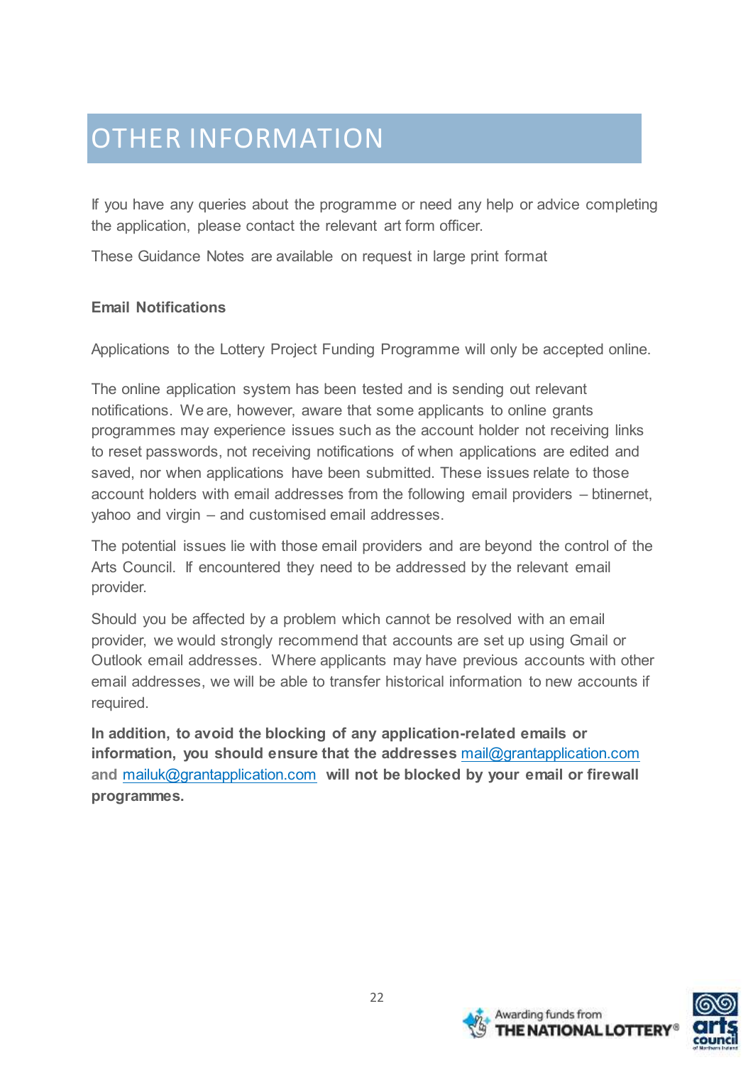# OTHER INFORMATION

If you have any queries about the programme or need any help or advice completing the application, please contact the relevant art form officer.

These Guidance Notes are available on request in large print format

**Email Notifications**

Applications to the Lottery Project Funding Programme will only be accepted online.

The online application system has been tested and is sending out relevant notifications. We are, however, aware that some applicants to online grants programmes may experience issues such as the account holder not receiving links to reset passwords, not receiving notifications of when applications are edited and saved, nor when applications have been submitted. These issues relate to those account holders with email addresses from the following email providers – btinernet, yahoo and virgin – and customised email addresses.

The potential issues lie with those email providers and are beyond the control of the Arts Council. If encountered they need to be addressed by the relevant email provider.

Should you be affected by a problem which cannot be resolved with an email provider, we would strongly recommend that accounts are set up using Gmail or Outlook email addresses. Where applicants may have previous accounts with other email addresses, we will be able to transfer historical information to new accounts if required.

**In addition, to avoid the blocking of any application-related emails or information, you should ensure that the addresses** mail@grantapplication.com **and** mailuk@grantapplication.com **will not be blocked by your email or firewall programmes.**